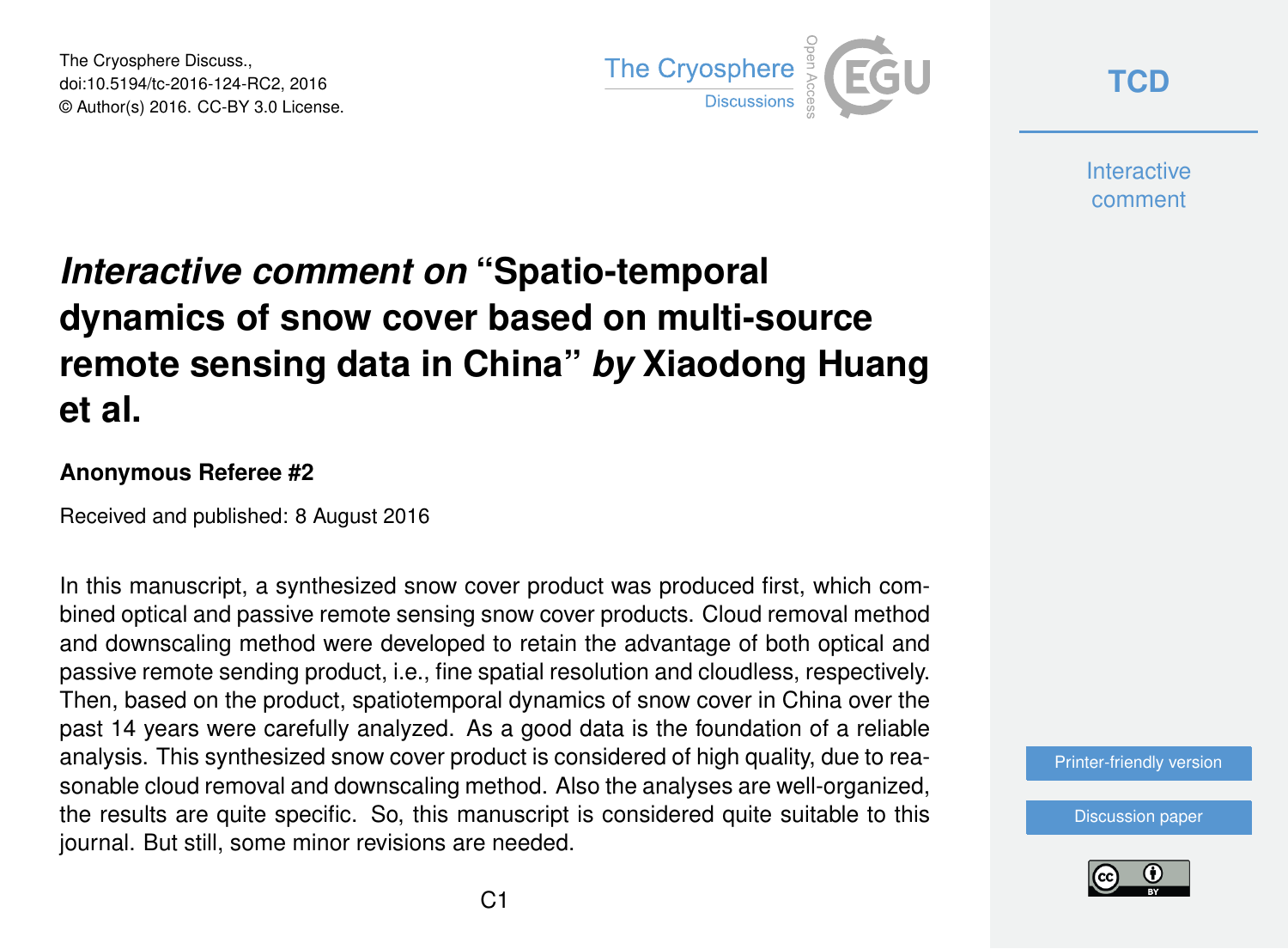# *Interactive comment on* "Spatio-temporal dynamics of snow cover based on multi-source remote sensing data in China" *by* Xiaodong Huang et al.

### Anonymous Referee #2

Received and published: 8 August 2016

In this manuscript, a synthesized snow cover product was produced first, which combined optical and passive remote sensing snow cover products. Cloud removal method and downscaling method were developed to retain the advantage of both optical and passive remote sending product, i.e., fine spatial resolution and cloudless, respectively. Then, based on the product, spatiotemporal dynamics of snow cover in China over the past 14 years were carefully analyzed. As a good data is the foundation of a reliable analysis. This synthesized snow cover product is considered of high quality, due to reasonable cloud removal and downscaling method. Also the analyses are well-organized, the results are quite specific. So, this manuscript is considered quite suitable to this journal. But still, some minor revisions are needed.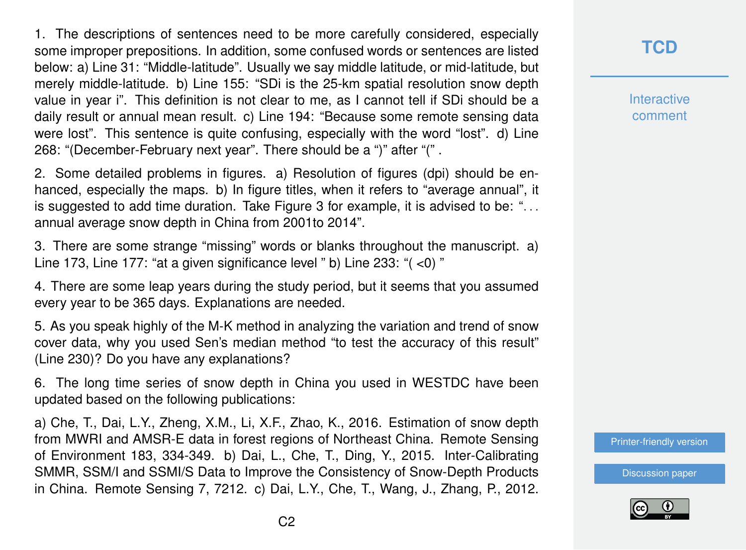1. The descriptions of sentences need to be more carefully considered, especially some improper prepositions. In addition, some confused words or sentences are listed below: a) Line 31: "Middle-latitude". Usually we say middle latitude, or mid-latitude, but merely middle-latitude. b) Line 155: "SDi is the 25-km spatial resolution snow depth value in year i". This definition is not clear to me, as I cannot tell if SDi should be a daily result or annual mean result. c) Line 194: "Because some remote sensing data were lost". This sentence is quite confusing, especially with the word "lost". d) Line 268: "(December-February next year". There should be a ")" after "(" .

2. Some detailed problems in figures. a) Resolution of figures (dpi) should be enhanced, especially the maps. b) In figure titles, when it refers to "average annual", it is suggested to add time duration. Take Figure 3 for example, it is advised to be: "... annual average snow depth in China from 2001to 2014".

3. There are some strange "missing" words or blanks throughout the manuscript. a) Line 173, Line 177: "at a given significance level " b) Line 233: "( <0) "

4. There are some leap years during the study period, but it seems that you assumed every year to be 365 days. Explanations are needed.

5. As you speak highly of the M-K method in analyzing the variation and trend of snow cover data, why you used Sen's median method "to test the accuracy of this result" (Line 230)? Do you have any explanations?

6. The long time series of snow depth in China you used in WESTDC have been updated based on the following publications:

a) Che, T., Dai, L.Y., Zheng, X.M., Li, X.F., Zhao, K., 2016. Estimation of snow depth from MWRI and AMSR-E data in forest regions of Northeast China. Remote Sensing of Environment 183, 334-349. b) Dai, L., Che, T., Ding, Y., 2015. Inter-Calibrating SMMR, SSM/I and SSMI/S Data to Improve the Consistency of Snow-Depth Products in China. Remote Sensing 7, 7212. c) Dai, L.Y., Che, T., Wang, J., Zhang, P., 2012.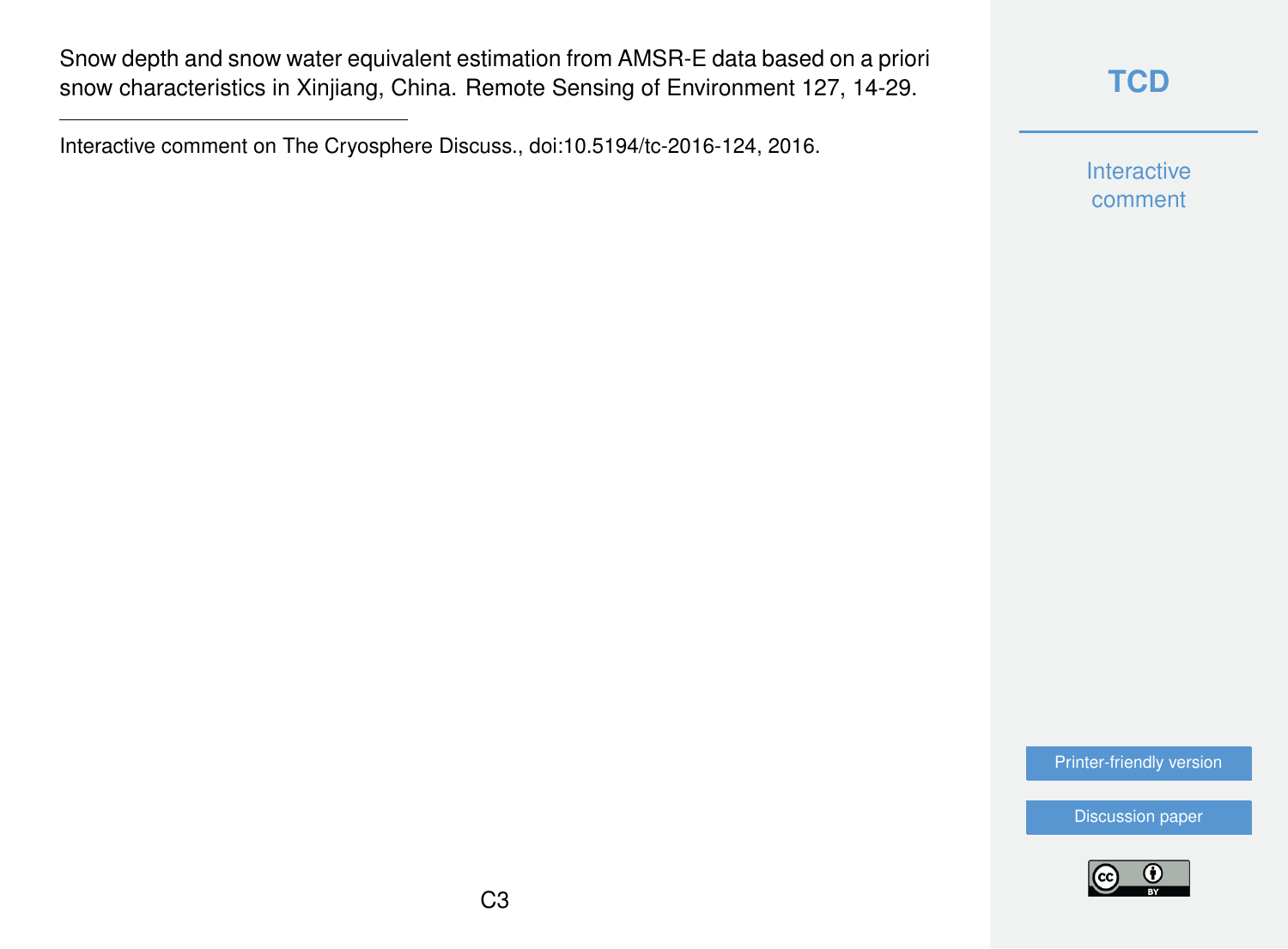Snow depth and snow water equivalent estimation from AMSR-E data based on a priori snow characteristics in Xinjiang, China. Remote Sensing of Environment 127, 14-29.

---

Interactive comment on The Cryosphere Discuss., doi:10.5194/tc-2016-124, 2016.